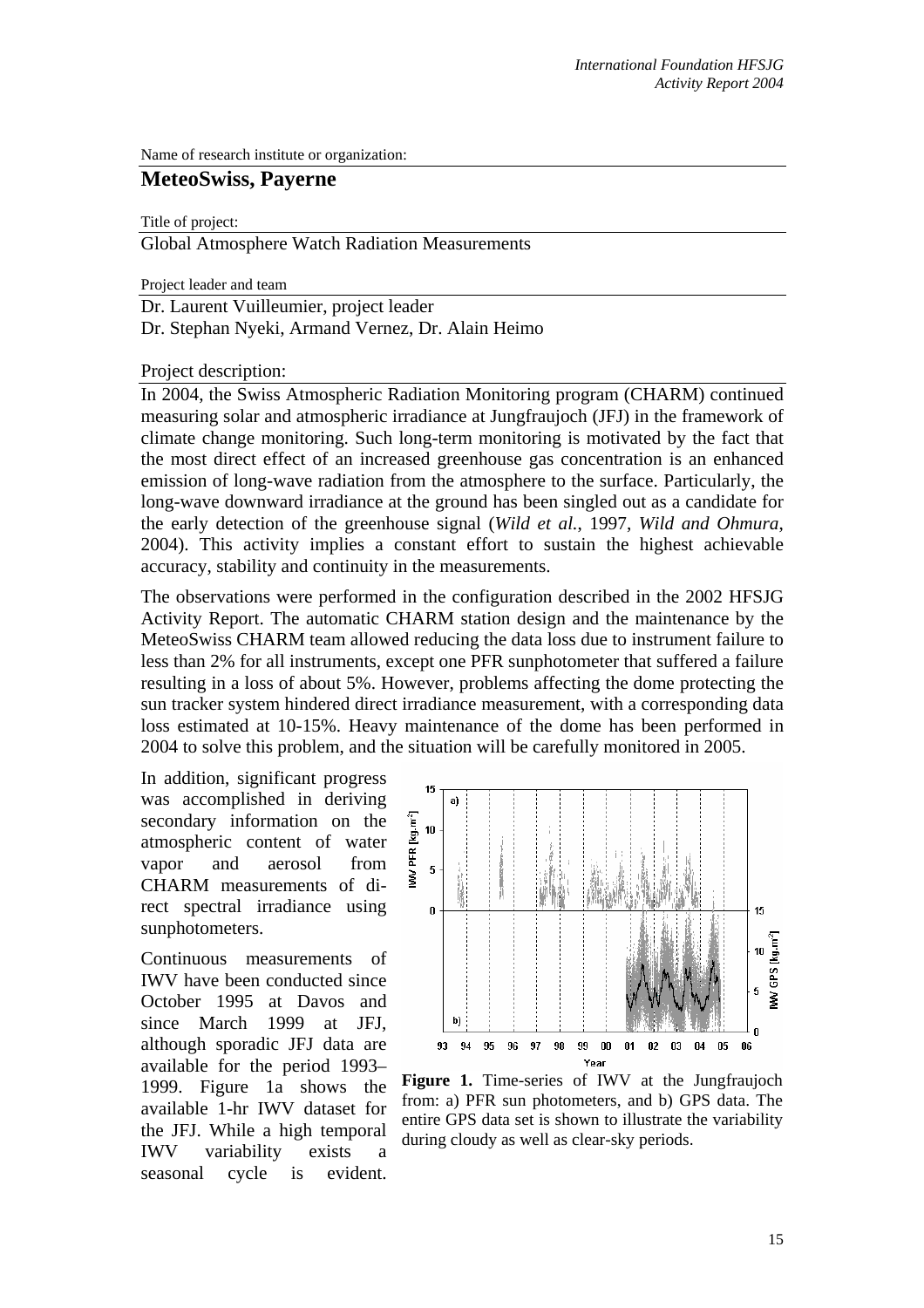Name of research institute or organization:

## MeteoSwiss, Payerne

Title of project:

Global Atmosphere Watch Radiation Measurements

Project leader and team

Dr. Laurent Vuilleumier, project leader
Dr. Stephan Nyeki, Armand Vernez, Dr. Alain Heimo

Project description:

In 2004, the Swiss Atmospheric Radiation Monitoring program (CHARM) continued measuring solar and atmospheric irradiance at Jungfraujoch (JFJ) in the framework of climate change monitoring. Such long-term monitoring is motivated by the fact that the most direct effect of an increased greenhouse gas concentration is an enhanced emission of long-wave radiation from the atmosphere to the surface. Particularly, the long-wave downward irradiance at the ground has been singled out as a candidate for the early detection of the greenhouse signal (*Wild et al.*, 1997, *Wild and Ohmura*, 2004). This activity implies a constant effort to sustain the highest achievable accuracy, stability and continuity in the measurements.

The observations were performed in the configuration described in the 2002 HFSJG Activity Report. The automatic CHARM station design and the maintenance by the MeteoSwiss CHARM team allowed reducing the data loss due to instrument failure to less than 2% for all instruments, except one PFR sunphotometer that suffered a failure resulting in a loss of about 5%. However, problems affecting the dome protecting the sun tracker system hindered direct irradiance measurement, with a corresponding data loss estimated at 10-15%. Heavy maintenance of the dome has been performed in 2004 to solve this problem, and the situation will be carefully monitored in 2005.

In addition, significant progress was accomplished in deriving secondary information on the atmospheric content of water vapor and aerosol from CHARM measurements of direct spectral irradiance using sunphotometers.

Continuous measurements of IWV have been conducted since October 1995 at Davos and since March 1999 at JFJ, although sporadic JFJ data are available for the period 1993–1999. Figure 1a shows the available 1-hr IWV dataset for the JFJ. While a high temporal IWV variability exists a seasonal cycle is evident.

**Figure 1.** Time-series of IWV at the Jungfraujoch from: a) PFR sun photometers, and b) GPS data. The entire GPS data set is shown to illustrate the variability during cloudy as well as clear-sky periods.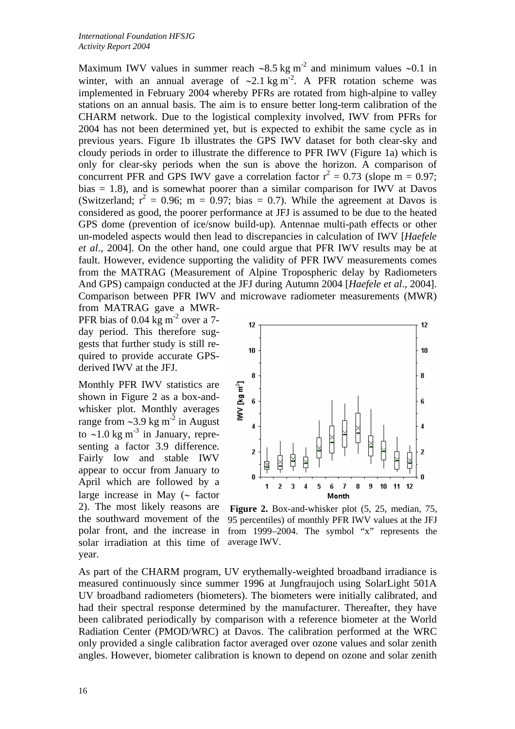Maximum IWV values in summer reach ∼8.5 kg $m^{-2}$ and minimum values ∼0.1 in winter, with an annual average of ∼2.1 kg $m^{-2}$. A PFR rotation scheme was implemented in February 2004 whereby PFRs are rotated from high-alpine to valley stations on an annual basis. The aim is to ensure better long-term calibration of the CHARM network. Due to the logistical complexity involved, IWV from PFRs for 2004 has not been determined yet, but is expected to exhibit the same cycle as in previous years. Figure 1b illustrates the GPS IWV dataset for both clear-sky and cloudy periods in order to illustrate the difference to PFR IWV (Figure 1a) which is only for clear-sky periods when the sun is above the horizon. A comparison of concurrent PFR and GPS IWV gave a correlation factor $r^2$ = 0.73 (slope m = 0.97; bias = 1.8), and is somewhat poorer than a similar comparison for IWV at Davos (Switzerland; $r^2$ = 0.96; m = 0.97; bias = 0.7). While the agreement at Davos is considered as good, the poorer performance at JFJ is assumed to be due to the heated GPS dome (prevention of ice/snow build-up). Antennae multi-path effects or other un-modeled aspects would then lead to discrepancies in calculation of IWV [*Haefele et al*., 2004]. On the other hand, one could argue that PFR IWV results may be at fault. However, evidence supporting the validity of PFR IWV measurements comes from the MATRAG (Measurement of Alpine Tropospheric delay by Radiometers And GPS) campaign conducted at the JFJ during Autumn 2004 [*Haefele et al*., 2004]. Comparison between PFR IWV and microwave radiometer measurements (MWR) from MATRAG gave a MWR-PFR bias of 0.04 kg $m^{-2}$ over a 7-day period. This therefore suggests that further study is still required to provide accurate GPS-derived IWV at the JFJ.

Monthly PFR IWV statistics are shown in Figure 2 as a box-and-whisker plot. Monthly averages range from ∼3.9 kg $m^{-2}$ in August to ∼1.0 kg $m^{-3}$ in January, representing a factor 3.9 difference. Fairly low and stable IWV appear to occur from January to April which are followed by a large increase in May (∼ factor 2). The most likely reasons are the southward movement of the polar front, and the increase in solar irradiation at this time of year.

**Figure 2.** Box-and-whisker plot (5, 25, median, 75, 95 percentiles) of monthly PFR IWV values at the JFJ from 1999–2004. The symbol "x" represents the average IWV.

As part of the CHARM program, UV erythemally-weighted broadband irradiance is measured continuously since summer 1996 at Jungfraujoch using SolarLight 501A UV broadband radiometers (biometers). The biometers were initially calibrated, and had their spectral response determined by the manufacturer. Thereafter, they have been calibrated periodically by comparison with a reference biometer at the World Radiation Center (PMOD/WRC) at Davos. The calibration performed at the WRC only provided a single calibration factor averaged over ozone values and solar zenith angles. However, biometer calibration is known to depend on ozone and solar zenith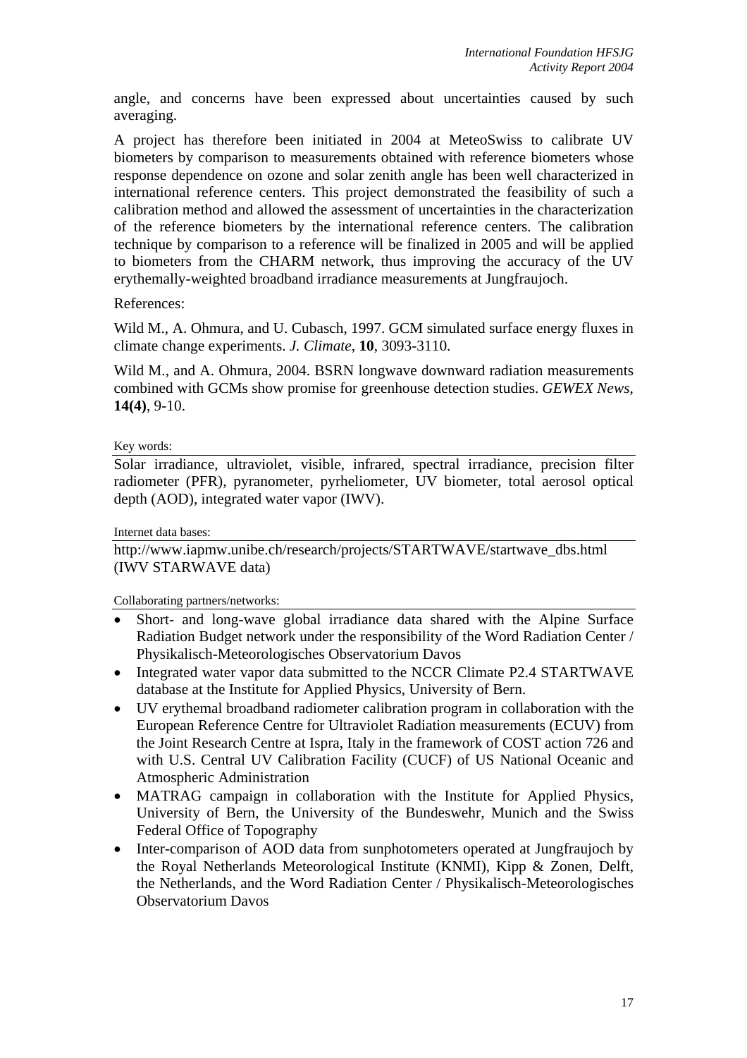angle, and concerns have been expressed about uncertainties caused by such averaging.

A project has therefore been initiated in 2004 at MeteoSwiss to calibrate UV biometers by comparison to measurements obtained with reference biometers whose response dependence on ozone and solar zenith angle has been well characterized in international reference centers. This project demonstrated the feasibility of such a calibration method and allowed the assessment of uncertainties in the characterization of the reference biometers by the international reference centers. The calibration technique by comparison to a reference will be finalized in 2005 and will be applied to biometers from the CHARM network, thus improving the accuracy of the UV erythemally-weighted broadband irradiance measurements at Jungfraujoch.

References:

Wild M., A. Ohmura, and U. Cubasch, 1997. GCM simulated surface energy fluxes in climate change experiments. *J. Climate*, **10**, 3093-3110.

Wild M., and A. Ohmura, 2004. BSRN longwave downward radiation measurements combined with GCMs show promise for greenhouse detection studies. *GEWEX News*, **14(4)**, 9-10.

Key words:

Solar irradiance, ultraviolet, visible, infrared, spectral irradiance, precision filter radiometer (PFR), pyranometer, pyrheliometer, UV biometer, total aerosol optical depth (AOD), integrated water vapor (IWV).

Internet data bases:

http://www.iapmw.unibe.ch/research/projects/STARTWAVE/startwave_dbs.html (IWV STARWAVE data)

Collaborating partners/networks:

- Short- and long-wave global irradiance data shared with the Alpine Surface Radiation Budget network under the responsibility of the Word Radiation Center / Physikalisch-Meteorologisches Observatorium Davos
- Integrated water vapor data submitted to the NCCR Climate P2.4 STARTWAVE database at the Institute for Applied Physics, University of Bern.
- UV erythemal broadband radiometer calibration program in collaboration with the European Reference Centre for Ultraviolet Radiation measurements (ECUV) from the Joint Research Centre at Ispra, Italy in the framework of COST action 726 and with U.S. Central UV Calibration Facility (CUCF) of US National Oceanic and Atmospheric Administration
- MATRAG campaign in collaboration with the Institute for Applied Physics, University of Bern, the University of the Bundeswehr, Munich and the Swiss Federal Office of Topography
- Inter-comparison of AOD data from sunphotometers operated at Jungfraujoch by the Royal Netherlands Meteorological Institute (KNMI), Kipp & Zonen, Delft, the Netherlands, and the Word Radiation Center / Physikalisch-Meteorologisches Observatorium Davos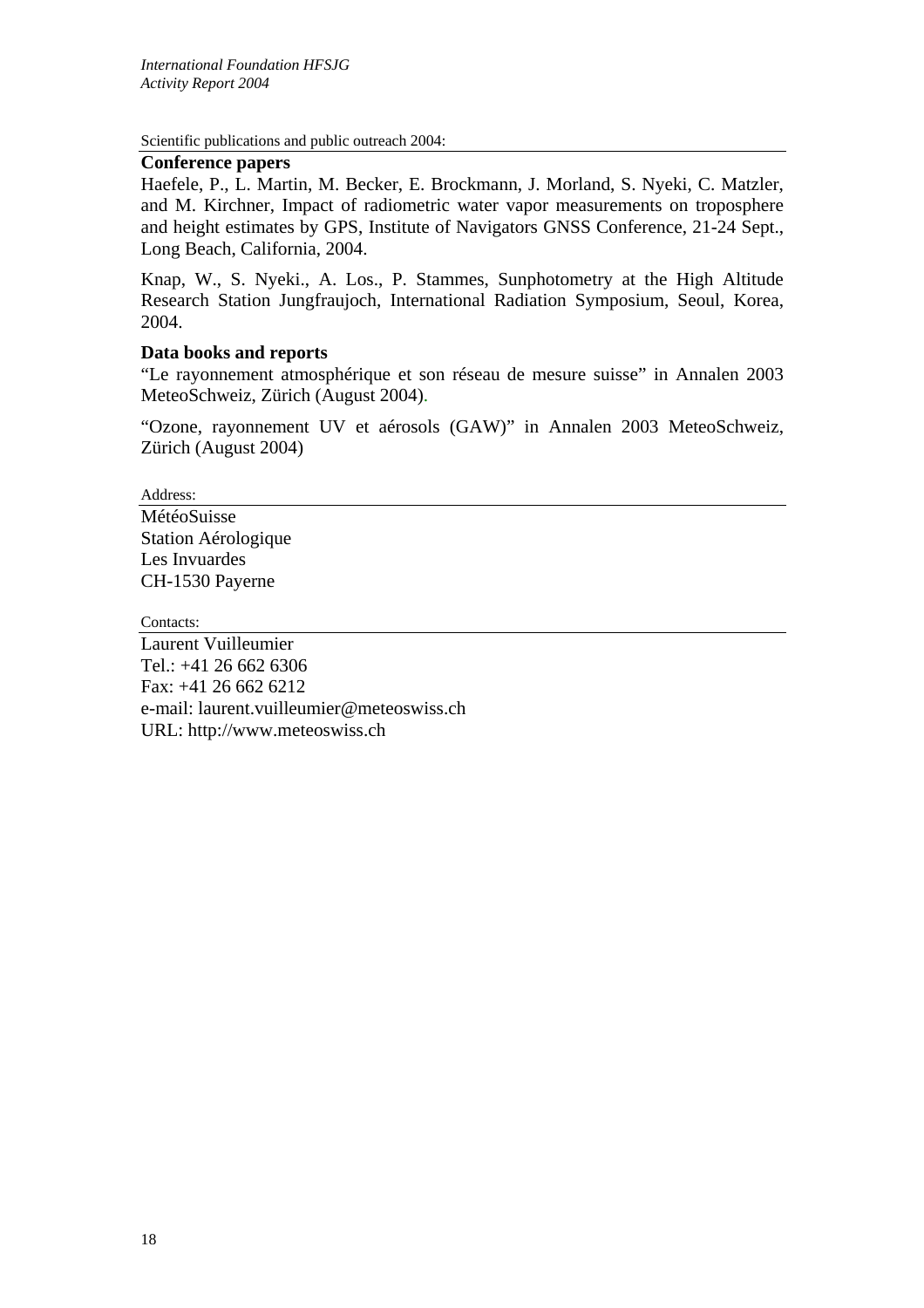Scientific publications and public outreach 2004:

**Conference papers**

Haefele, P., L. Martin, M. Becker, E. Brockmann, J. Morland, S. Nyeki, C. Matzler, and M. Kirchner, Impact of radiometric water vapor measurements on troposphere and height estimates by GPS, Institute of Navigators GNSS Conference, 21-24 Sept., Long Beach, California, 2004.

Knap, W., S. Nyeki., A. Los., P. Stammes, Sunphotometry at the High Altitude Research Station Jungfraujoch, International Radiation Symposium, Seoul, Korea, 2004.

**Data books and reports**

"Le rayonnement atmosphérique et son réseau de mesure suisse" in Annalen 2003 MeteoSchweiz, Zürich (August 2004).

"Ozone, rayonnement UV et aérosols (GAW)" in Annalen 2003 MeteoSchweiz, Zürich (August 2004)

Address:

MétéoSuisse
Station Aérologique
Les Invuardes
CH-1530 Payerne

Contacts:

Laurent Vuilleumier
Tel.: +41 26 662 6306
Fax: +41 26 662 6212
e-mail: laurent.vuilleumier@meteoswiss.ch
URL: http://www.meteoswiss.ch